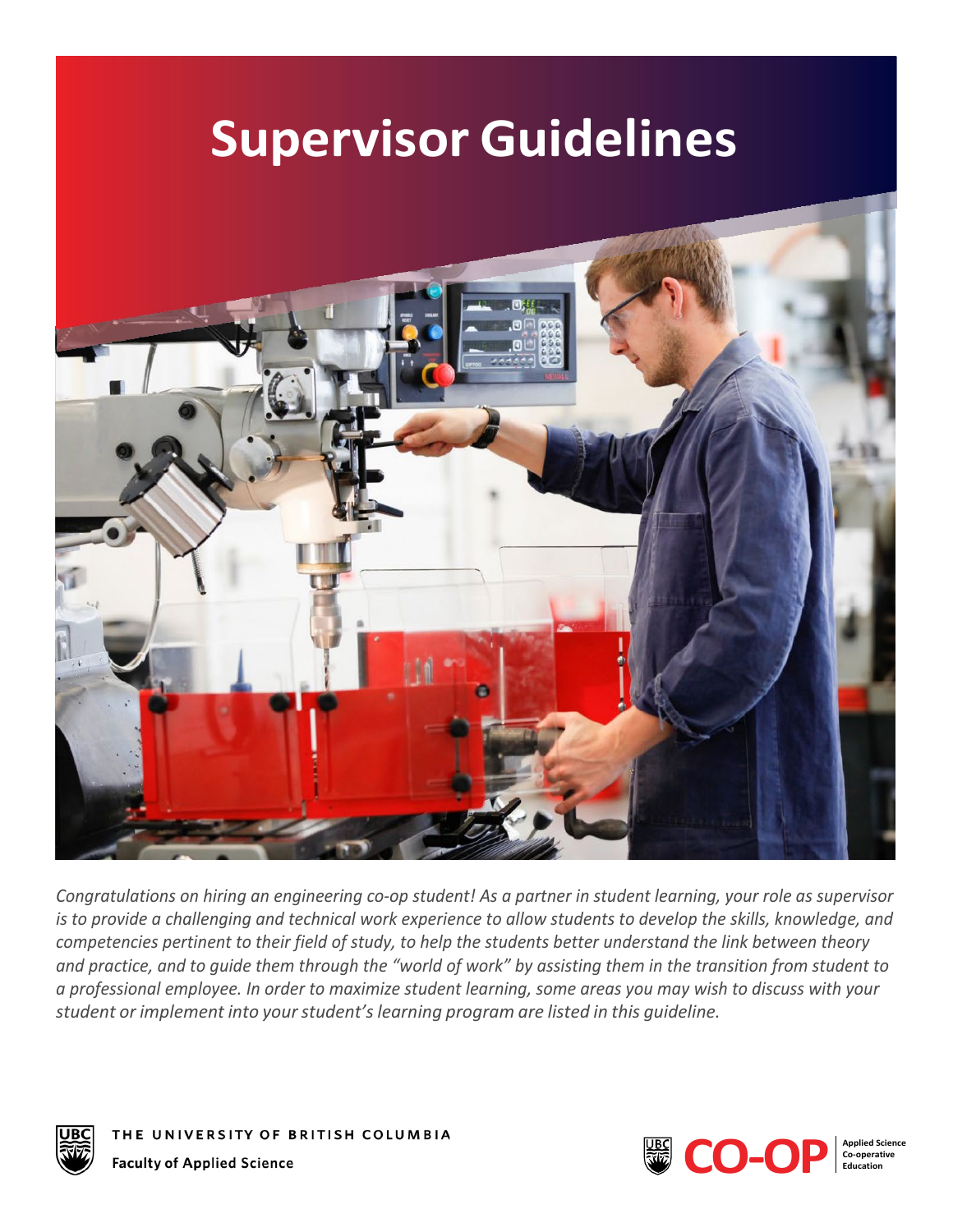# Supervisor Guidelines

*Congratulations on hiring an engineering co-op student! As a partner in student learning, your role as supervisor is to provide a challenging and technical work experience to allow students to develop the skills, knowledge, and competencies pertinent to their field of study, to help the students better understand the link between theory and practice, and to guide them through the "world of work" by assisting them in the transition from student to a professional employee. In order to maximize student learning, some areas you may wish to discuss with your student or implement into your student's learning program are listed in this guideline.*

THE UNIVERSITY OF BRITISH COLUMBIA

**Faculty of Applied Science**

CO-OP **Applied Science Co-operative Education**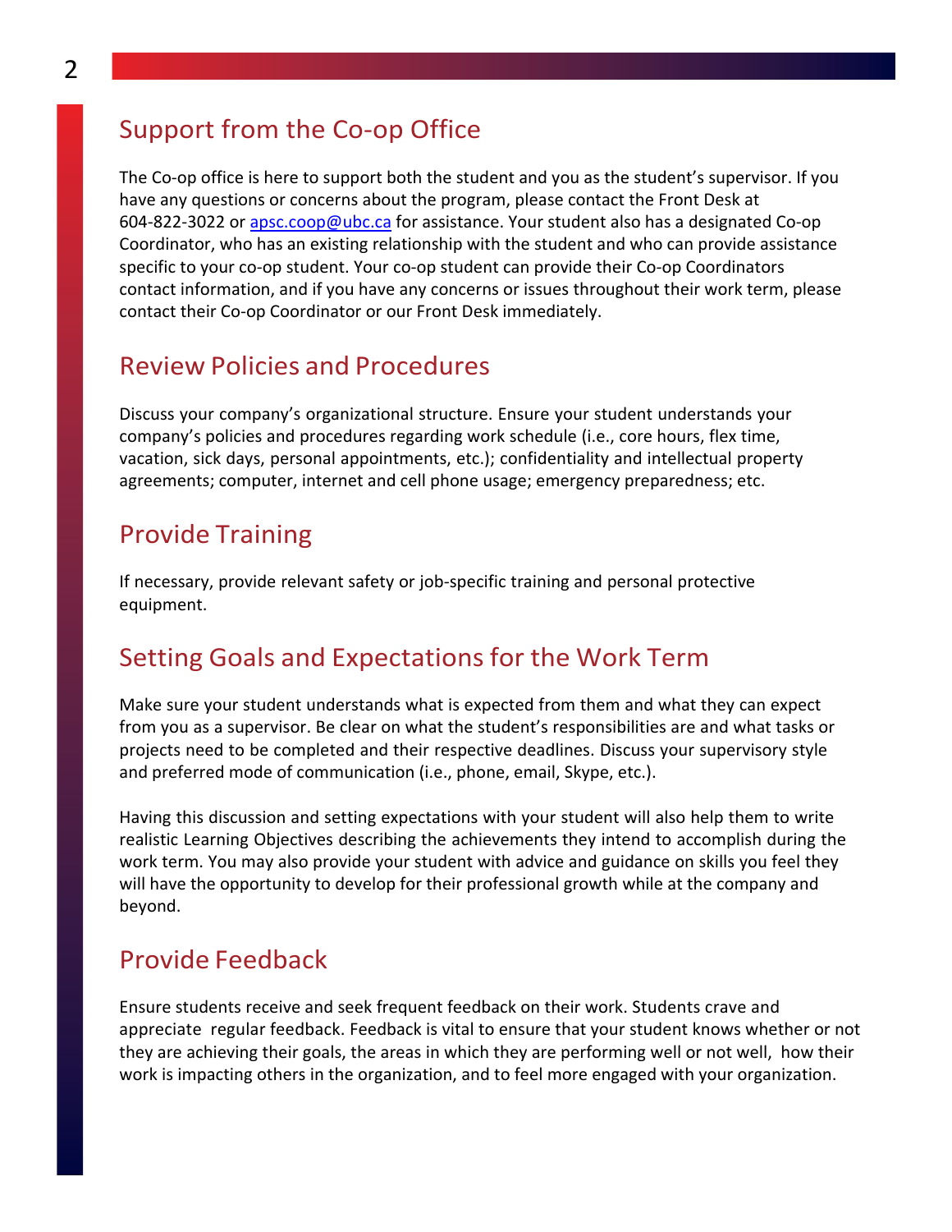## Support from the Co-op Office

The Co-op office is here to support both the student and you as the student's supervisor. If you have any questions or concerns about the program, please contact the Front Desk at 604-822-3022 or apsc.coop@ubc.ca for assistance. Your student also has a designated Co-op Coordinator, who has an existing relationship with the student and who can provide assistance specific to your co-op student. Your co-op student can provide their Co-op Coordinators contact information, and if you have any concerns or issues throughout their work term, please contact their Co-op Coordinator or our Front Desk immediately.

## Review Policies and Procedures

Discuss your company's organizational structure. Ensure your student understands your company's policies and procedures regarding work schedule (i.e., core hours, flex time, vacation, sick days, personal appointments, etc.); confidentiality and intellectual property agreements; computer, internet and cell phone usage; emergency preparedness; etc.

## Provide Training

If necessary, provide relevant safety or job-specific training and personal protective equipment.

## Setting Goals and Expectations for the Work Term

Make sure your student understands what is expected from them and what they can expect from you as a supervisor. Be clear on what the student's responsibilities are and what tasks or projects need to be completed and their respective deadlines. Discuss your supervisory style and preferred mode of communication (i.e., phone, email, Skype, etc.).

Having this discussion and setting expectations with your student will also help them to write realistic Learning Objectives describing the achievements they intend to accomplish during the work term. You may also provide your student with advice and guidance on skills you feel they will have the opportunity to develop for their professional growth while at the company and beyond.

## Provide Feedback

Ensure students receive and seek frequent feedback on their work. Students crave and appreciate regular feedback. Feedback is vital to ensure that your student knows whether or not they are achieving their goals, the areas in which they are performing well or not well, how their work is impacting others in the organization, and to feel more engaged with your organization.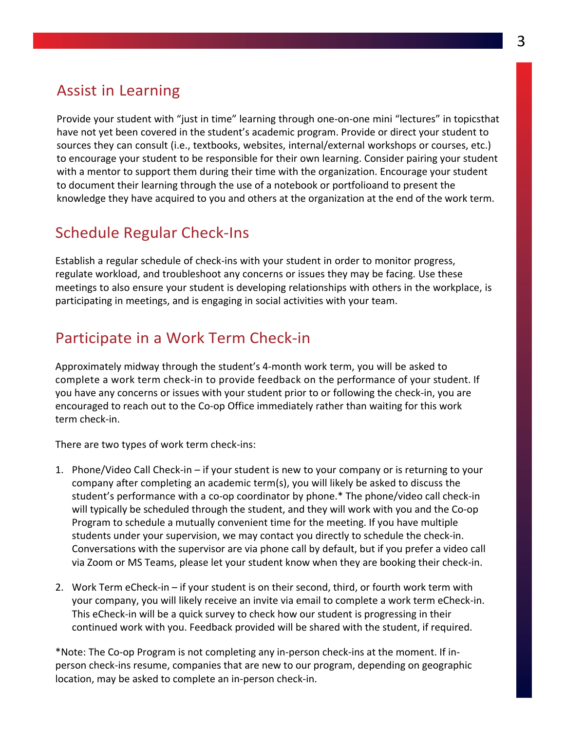## Assist in Learning

Provide your student with "just in time" learning through one-on-one mini "lectures" in topicsthat have not yet been covered in the student's academic program. Provide or direct your student to sources they can consult (i.e., textbooks, websites, internal/external workshops or courses, etc.) to encourage your student to be responsible for their own learning. Consider pairing your student with a mentor to support them during their time with the organization. Encourage your student to document their learning through the use of a notebook or portfolioand to present the knowledge they have acquired to you and others at the organization at the end of the work term.

## Schedule Regular Check-Ins

Establish a regular schedule of check-ins with your student in order to monitor progress, regulate workload, and troubleshoot any concerns or issues they may be facing. Use these meetings to also ensure your student is developing relationships with others in the workplace, is participating in meetings, and is engaging in social activities with your team.

## Participate in a Work Term Check-in

Approximately midway through the student's 4-month work term, you will be asked to complete a work term check-in to provide feedback on the performance of your student. If you have any concerns or issues with your student prior to or following the check-in, you are encouraged to reach out to the Co-op Office immediately rather than waiting for this work term check-in.

There are two types of work term check-ins:

1. Phone/Video Call Check-in – if your student is new to your company or is returning to your company after completing an academic term(s), you will likely be asked to discuss the student's performance with a co-op coordinator by phone.* The phone/video call check-in will typically be scheduled through the student, and they will work with you and the Co-op Program to schedule a mutually convenient time for the meeting. If you have multiple students under your supervision, we may contact you directly to schedule the check-in. Conversations with the supervisor are via phone call by default, but if you prefer a video call via Zoom or MS Teams, please let your student know when they are booking their check-in.

2. Work Term eCheck-in – if your student is on their second, third, or fourth work term with your company, you will likely receive an invite via email to complete a work term eCheck-in. This eCheck-in will be a quick survey to check how our student is progressing in their continued work with you. Feedback provided will be shared with the student, if required.

*Note: The Co-op Program is not completing any in-person check-ins at the moment. If in-person check-ins resume, companies that are new to our program, depending on geographic location, may be asked to complete an in-person check-in.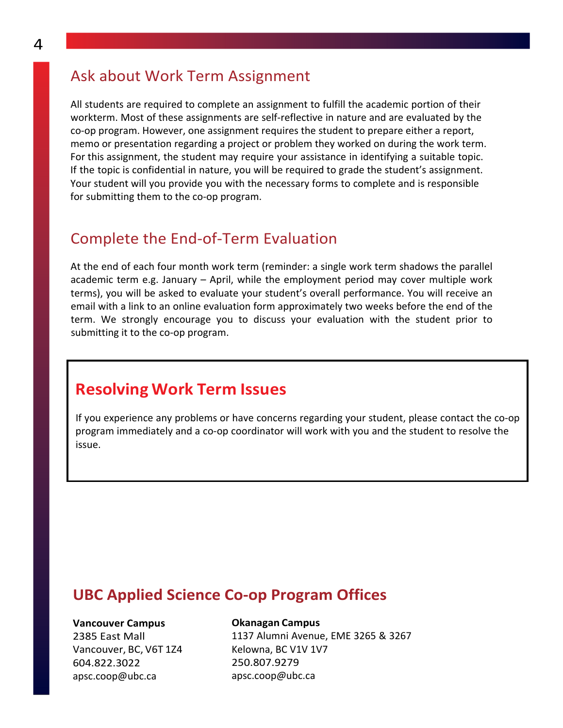## Ask about Work Term Assignment

All students are required to complete an assignment to fulfill the academic portion of their workterm. Most of these assignments are self-reflective in nature and are evaluated by the co-op program. However, one assignment requires the student to prepare either a report, memo or presentation regarding a project or problem they worked on during the work term. For this assignment, the student may require your assistance in identifying a suitable topic. If the topic is confidential in nature, you will be required to grade the student's assignment. Your student will you provide you with the necessary forms to complete and is responsible for submitting them to the co-op program.

## Complete the End-of-Term Evaluation

At the end of each four month work term (reminder: a single work term shadows the parallel academic term e.g. January – April, while the employment period may cover multiple work terms), you will be asked to evaluate your student's overall performance. You will receive an email with a link to an online evaluation form approximately two weeks before the end of the term. We strongly encourage you to discuss your evaluation with the student prior to submitting it to the co-op program.

## Resolving Work Term Issues

If you experience any problems or have concerns regarding your student, please contact the co-op program immediately and a co-op coordinator will work with you and the student to resolve the issue.

## UBC Applied Science Co-op Program Offices

**Vancouver Campus**
2385 East Mall
Vancouver, BC, V6T 1Z4
604.822.3022
apsc.coop@ubc.ca

**Okanagan Campus**
1137 Alumni Avenue, EME 3265 & 3267
Kelowna, BC V1V 1V7
250.807.9279
apsc.coop@ubc.ca